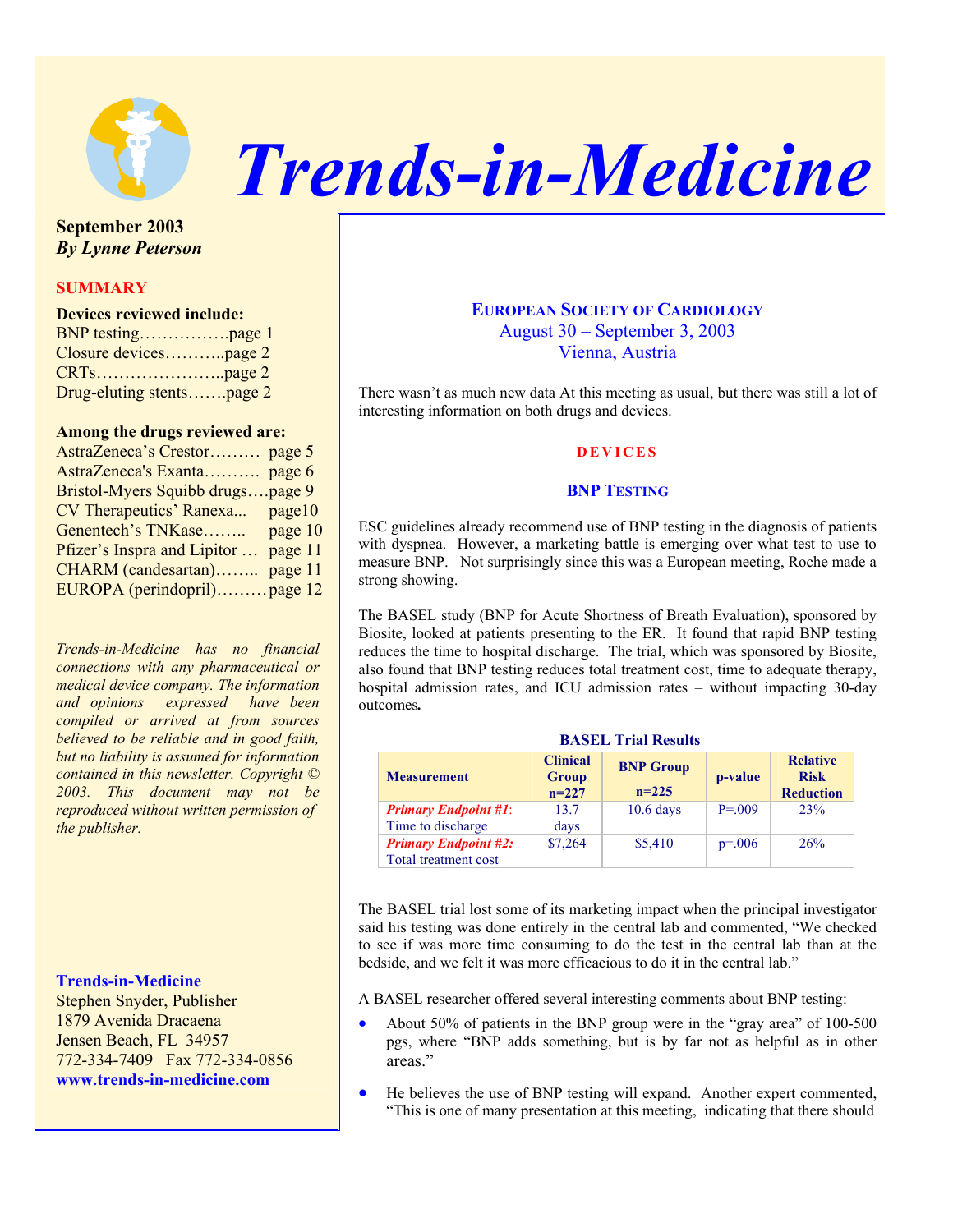# Trends-in-Medicine

**September 2003**
***By Lynne Peterson***

**SUMMARY**

**Devices reviewed include:**
BNP testing…………….page 1
Closure devices………..page 2
CRTs…………………..page 2
Drug-eluting stents…….page 2

**Among the drugs reviewed are:**
AstraZeneca's Crestor……… page 5
AstraZeneca's Exanta………. page 6
Bristol-Myers Squibb drugs….page 9
CV Therapeutics' Ranexa... page10
Genentech's TNKase…….. page 10
Pfizer's Inspra and Lipitor … page 11
CHARM (candesartan)…….. page 11
EUROPA (perindopril)………page 12

*Trends-in-Medicine has no financial connections with any pharmaceutical or medical device company. The information and opinions expressed have been compiled or arrived at from sources believed to be reliable and in good faith, but no liability is assumed for information contained in this newsletter. Copyright © 2003. This document may not be reproduced without written permission of the publisher.*

**Trends-in-Medicine**
Stephen Snyder, Publisher
1879 Avenida Dracaena
Jensen Beach, FL 34957
772-334-7409 Fax 772-334-0856
**www.trends-in-medicine.com**

## EUROPEAN SOCIETY OF CARDIOLOGY
August 30 – September 3, 2003
Vienna, Austria

There wasn't as much new data At this meeting as usual, but there was still a lot of interesting information on both drugs and devices.

### DEVICES

### BNP TESTING

ESC guidelines already recommend use of BNP testing in the diagnosis of patients with dyspnea. However, a marketing battle is emerging over what test to use to measure BNP. Not surprisingly since this was a European meeting, Roche made a strong showing.

The BASEL study (BNP for Acute Shortness of Breath Evaluation), sponsored by Biosite, looked at patients presenting to the ER. It found that rapid BNP testing reduces the time to hospital discharge. The trial, which was sponsored by Biosite, also found that BNP testing reduces total treatment cost, time to adequate therapy, hospital admission rates, and ICU admission rates – without impacting 30-day outcomes.

**BASEL Trial Results**

| Measurement | Clinical Group n=227 | BNP Group n=225 | p-value | Relative Risk Reduction |
|---|---|---|---|---|
| ***Primary Endpoint #1***: Time to discharge | 13.7 days | 10.6 days | P=.009 | 23% |
| ***Primary Endpoint #2:*** Total treatment cost | $7,264 | $5,410 | p=.006 | 26% |

The BASEL trial lost some of its marketing impact when the principal investigator said his testing was done entirely in the central lab and commented, "We checked to see if was more time consuming to do the test in the central lab than at the bedside, and we felt it was more efficacious to do it in the central lab."

A BASEL researcher offered several interesting comments about BNP testing:

- About 50% of patients in the BNP group were in the "gray area" of 100-500 pgs, where "BNP adds something, but is by far not as helpful as in other areas."
- He believes the use of BNP testing will expand. Another expert commented, "This is one of many presentation at this meeting, indicating that there should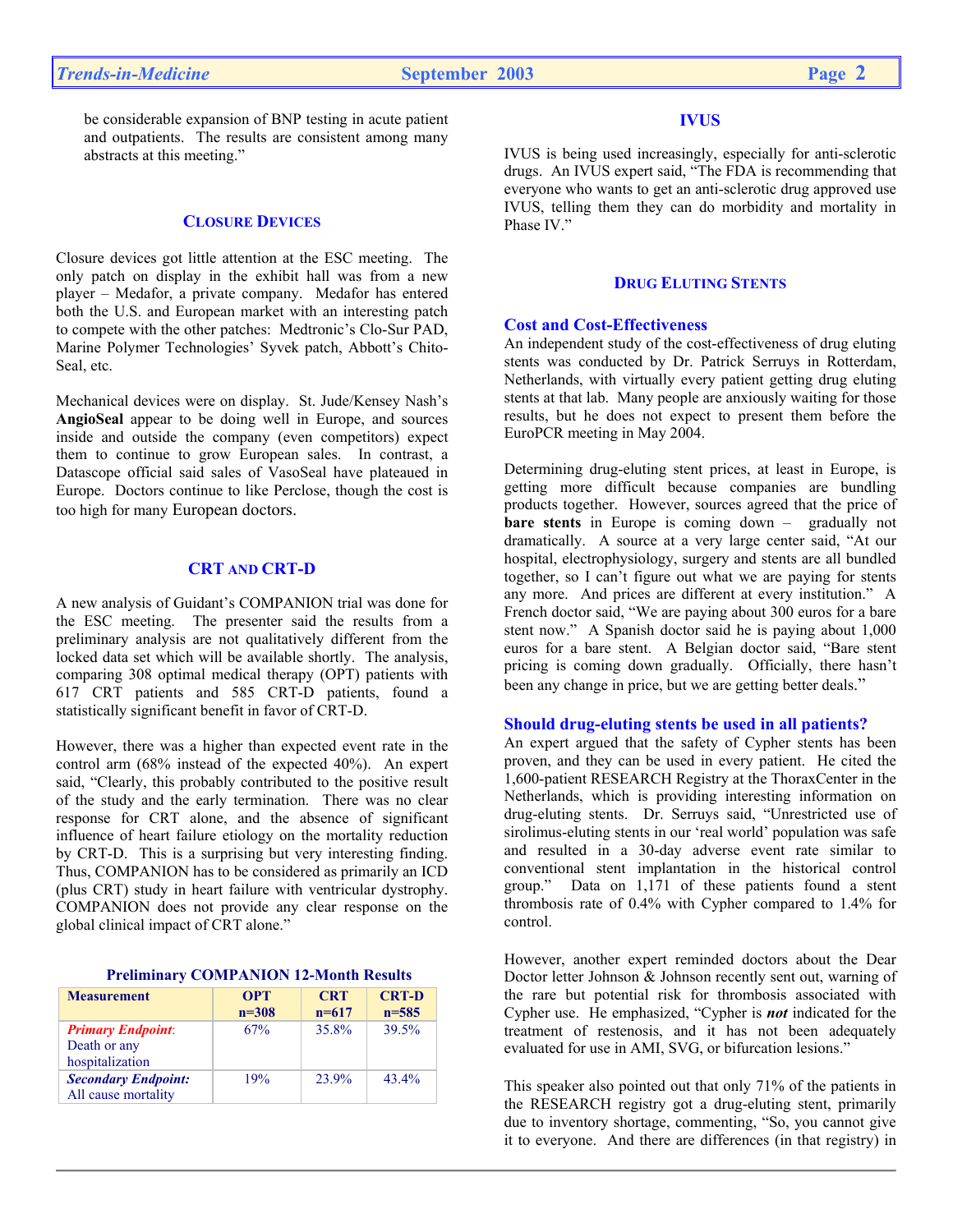be considerable expansion of BNP testing in acute patient and outpatients. The results are consistent among many abstracts at this meeting."

## CLOSURE DEVICES

Closure devices got little attention at the ESC meeting. The only patch on display in the exhibit hall was from a new player – Medafor, a private company. Medafor has entered both the U.S. and European market with an interesting patch to compete with the other patches: Medtronic's Clo-Sur PAD, Marine Polymer Technologies' Syvek patch, Abbott's Chito-Seal, etc.

Mechanical devices were on display. St. Jude/Kensey Nash's **AngioSeal** appear to be doing well in Europe, and sources inside and outside the company (even competitors) expect them to continue to grow European sales. In contrast, a Datascope official said sales of VasoSeal have plateaued in Europe. Doctors continue to like Perclose, though the cost is too high for many European doctors.

## CRT AND CRT-D

A new analysis of Guidant's COMPANION trial was done for the ESC meeting. The presenter said the results from a preliminary analysis are not qualitatively different from the locked data set which will be available shortly. The analysis, comparing 308 optimal medical therapy (OPT) patients with 617 CRT patients and 585 CRT-D patients, found a statistically significant benefit in favor of CRT-D.

However, there was a higher than expected event rate in the control arm (68% instead of the expected 40%). An expert said, "Clearly, this probably contributed to the positive result of the study and the early termination. There was no clear response for CRT alone, and the absence of significant influence of heart failure etiology on the mortality reduction by CRT-D. This is a surprising but very interesting finding. Thus, COMPANION has to be considered as primarily an ICD (plus CRT) study in heart failure with ventricular dystrophy. COMPANION does not provide any clear response on the global clinical impact of CRT alone."

**Preliminary COMPANION 12-Month Results**

| Measurement | OPT n=308 | CRT n=617 | CRT-D n=585 |
|---|---|---|---|
| ***Primary Endpoint***: Death or any hospitalization | 67% | 35.8% | 39.5% |
| ***Secondary Endpoint:*** All cause mortality | 19% | 23.9% | 43.4% |

## IVUS

IVUS is being used increasingly, especially for anti-sclerotic drugs. An IVUS expert said, "The FDA is recommending that everyone who wants to get an anti-sclerotic drug approved use IVUS, telling them they can do morbidity and mortality in Phase IV."

## DRUG ELUTING STENTS

### Cost and Cost-Effectiveness

An independent study of the cost-effectiveness of drug eluting stents was conducted by Dr. Patrick Serruys in Rotterdam, Netherlands, with virtually every patient getting drug eluting stents at that lab. Many people are anxiously waiting for those results, but he does not expect to present them before the EuroPCR meeting in May 2004.

Determining drug-eluting stent prices, at least in Europe, is getting more difficult because companies are bundling products together. However, sources agreed that the price of **bare stents** in Europe is coming down – gradually not dramatically. A source at a very large center said, "At our hospital, electrophysiology, surgery and stents are all bundled together, so I can't figure out what we are paying for stents any more. And prices are different at every institution." A French doctor said, "We are paying about 300 euros for a bare stent now." A Spanish doctor said he is paying about 1,000 euros for a bare stent. A Belgian doctor said, "Bare stent pricing is coming down gradually. Officially, there hasn't been any change in price, but we are getting better deals."

### Should drug-eluting stents be used in all patients?

An expert argued that the safety of Cypher stents has been proven, and they can be used in every patient. He cited the 1,600-patient RESEARCH Registry at the ThoraxCenter in the Netherlands, which is providing interesting information on drug-eluting stents. Dr. Serruys said, "Unrestricted use of sirolimus-eluting stents in our 'real world' population was safe and resulted in a 30-day adverse event rate similar to conventional stent implantation in the historical control group." Data on 1,171 of these patients found a stent thrombosis rate of 0.4% with Cypher compared to 1.4% for control.

However, another expert reminded doctors about the Dear Doctor letter Johnson & Johnson recently sent out, warning of the rare but potential risk for thrombosis associated with Cypher use. He emphasized, "Cypher is ***not*** indicated for the treatment of restenosis, and it has not been adequately evaluated for use in AMI, SVG, or bifurcation lesions."

This speaker also pointed out that only 71% of the patients in the RESEARCH registry got a drug-eluting stent, primarily due to inventory shortage, commenting, "So, you cannot give it to everyone. And there are differences (in that registry) in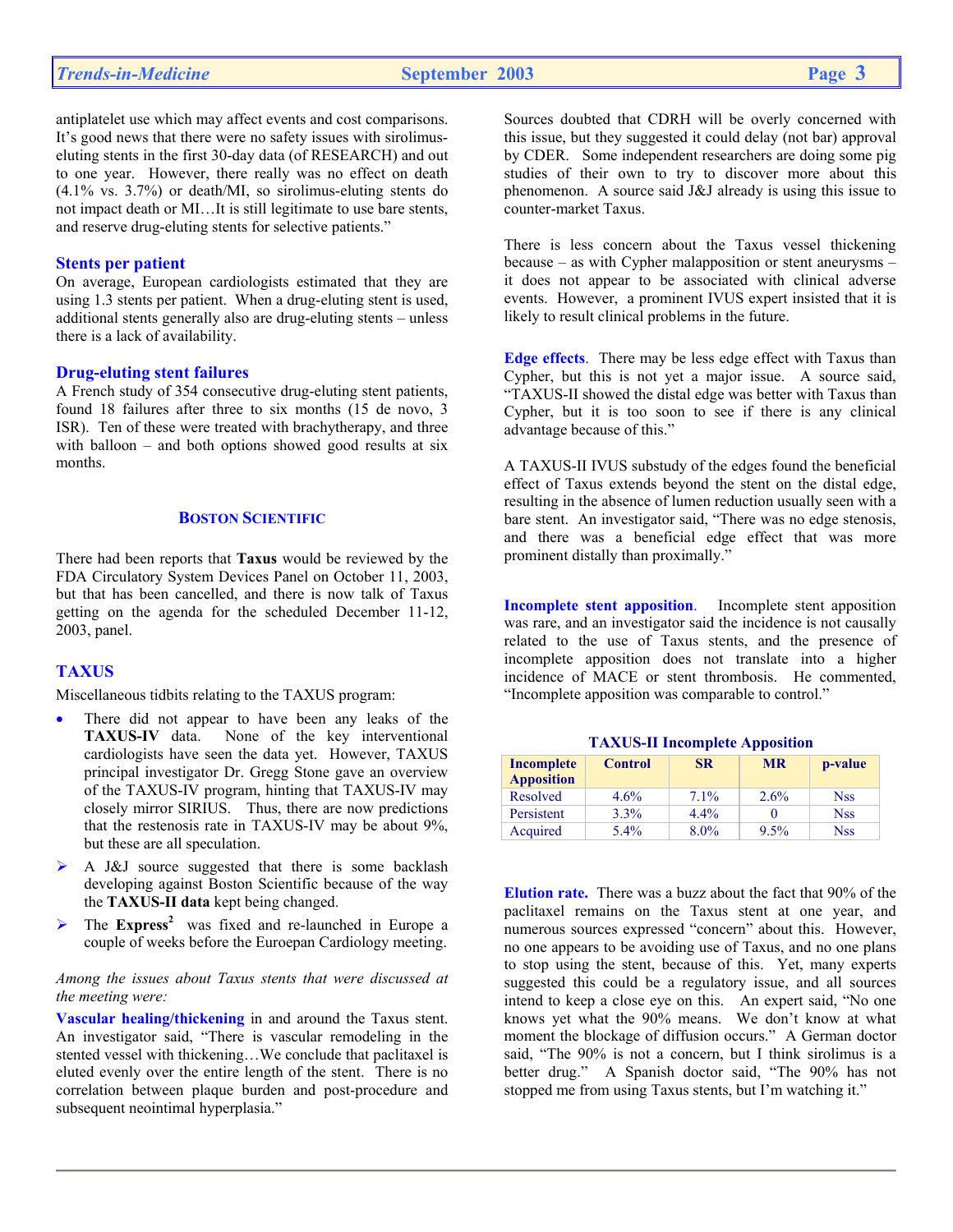antiplatelet use which may affect events and cost comparisons. It's good news that there were no safety issues with sirolimus-eluting stents in the first 30-day data (of RESEARCH) and out to one year. However, there really was no effect on death (4.1% vs. 3.7%) or death/MI, so sirolimus-eluting stents do not impact death or MI…It is still legitimate to use bare stents, and reserve drug-eluting stents for selective patients."

### Stents per patient

On average, European cardiologists estimated that they are using 1.3 stents per patient. When a drug-eluting stent is used, additional stents generally also are drug-eluting stents – unless there is a lack of availability.

### Drug-eluting stent failures

A French study of 354 consecutive drug-eluting stent patients, found 18 failures after three to six months (15 de novo, 3 ISR). Ten of these were treated with brachytherapy, and three with balloon – and both options showed good results at six months.

## BOSTON SCIENTIFIC

There had been reports that **Taxus** would be reviewed by the FDA Circulatory System Devices Panel on October 11, 2003, but that has been cancelled, and there is now talk of Taxus getting on the agenda for the scheduled December 11-12, 2003, panel.

### TAXUS

Miscellaneous tidbits relating to the TAXUS program:

- There did not appear to have been any leaks of the **TAXUS-IV** data. None of the key interventional cardiologists have seen the data yet. However, TAXUS principal investigator Dr. Gregg Stone gave an overview of the TAXUS-IV program, hinting that TAXUS-IV may closely mirror SIRIUS. Thus, there are now predictions that the restenosis rate in TAXUS-IV may be about 9%, but these are all speculation.
- A J&J source suggested that there is some backlash developing against Boston Scientific because of the way the **TAXUS-II data** kept being changed.
- The **Express**[2] was fixed and re-launched in Europe a couple of weeks before the Euroepan Cardiology meeting.

*Among the issues about Taxus stents that were discussed at the meeting were:*

**Vascular healing/thickening** in and around the Taxus stent. An investigator said, "There is vascular remodeling in the stented vessel with thickening…We conclude that paclitaxel is eluted evenly over the entire length of the stent. There is no correlation between plaque burden and post-procedure and subsequent neointimal hyperplasia."

Sources doubted that CDRH will be overly concerned with this issue, but they suggested it could delay (not bar) approval by CDER. Some independent researchers are doing some pig studies of their own to try to discover more about this phenomenon. A source said J&J already is using this issue to counter-market Taxus.

There is less concern about the Taxus vessel thickening because – as with Cypher malapposition or stent aneurysms – it does not appear to be associated with clinical adverse events. However, a prominent IVUS expert insisted that it is likely to result clinical problems in the future.

**Edge effects**. There may be less edge effect with Taxus than Cypher, but this is not yet a major issue. A source said, "TAXUS-II showed the distal edge was better with Taxus than Cypher, but it is too soon to see if there is any clinical advantage because of this."

A TAXUS-II IVUS substudy of the edges found the beneficial effect of Taxus extends beyond the stent on the distal edge, resulting in the absence of lumen reduction usually seen with a bare stent. An investigator said, "There was no edge stenosis, and there was a beneficial edge effect that was more prominent distally than proximally."

**Incomplete stent apposition**. Incomplete stent apposition was rare, and an investigator said the incidence is not causally related to the use of Taxus stents, and the presence of incomplete apposition does not translate into a higher incidence of MACE or stent thrombosis. He commented, "Incomplete apposition was comparable to control."

**TAXUS-II Incomplete Apposition**

| Incomplete Apposition | Control | SR | MR | p-value |
|---|---|---|---|---|
| Resolved | 4.6% | 7.1% | 2.6% | Nss |
| Persistent | 3.3% | 4.4% | 0 | Nss |
| Acquired | 5.4% | 8.0% | 9.5% | Nss |

**Elution rate.** There was a buzz about the fact that 90% of the paclitaxel remains on the Taxus stent at one year, and numerous sources expressed "concern" about this. However, no one appears to be avoiding use of Taxus, and no one plans to stop using the stent, because of this. Yet, many experts suggested this could be a regulatory issue, and all sources intend to keep a close eye on this. An expert said, "No one knows yet what the 90% means. We don't know at what moment the blockage of diffusion occurs." A German doctor said, "The 90% is not a concern, but I think sirolimus is a better drug." A Spanish doctor said, "The 90% has not stopped me from using Taxus stents, but I'm watching it."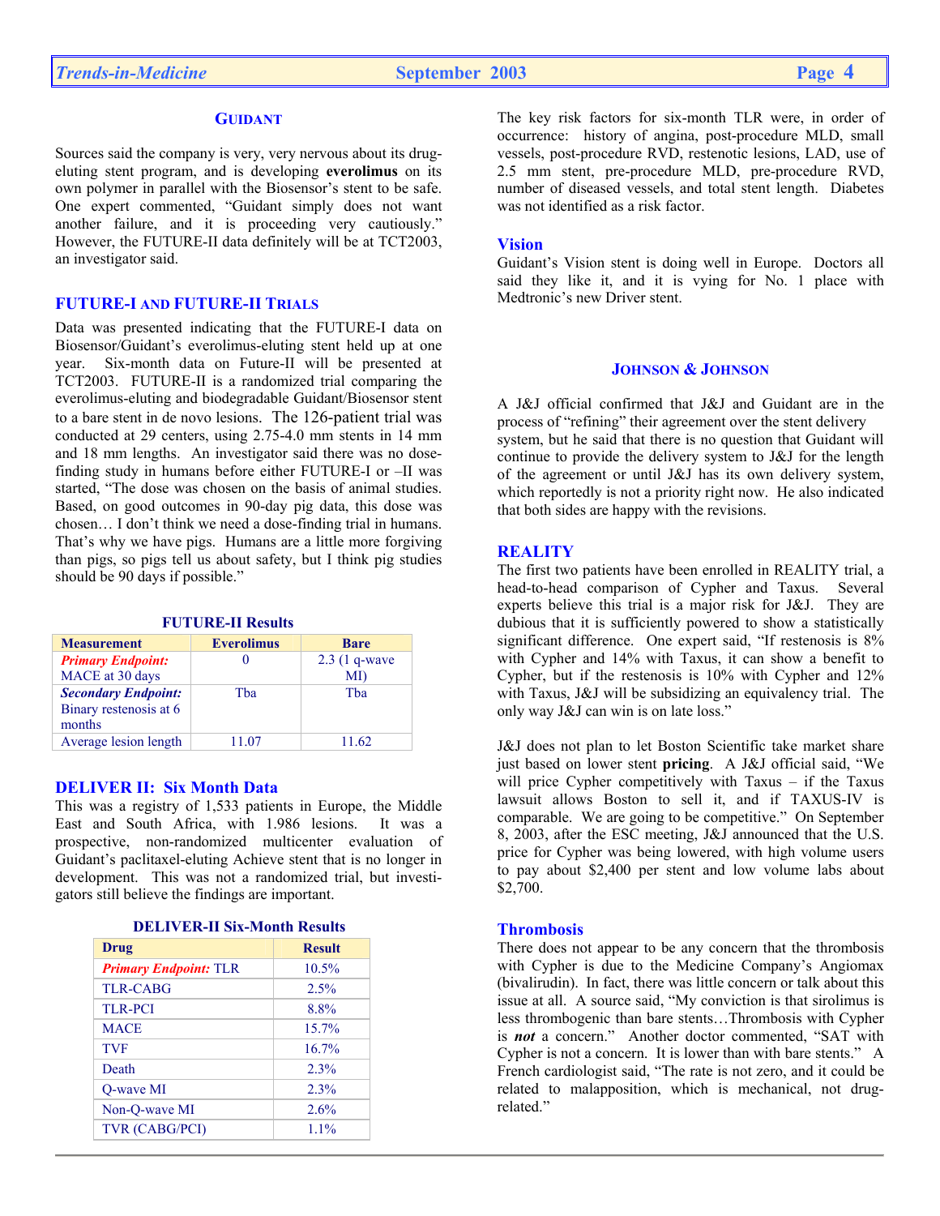## GUIDANT

Sources said the company is very, very nervous about its drug-eluting stent program, and is developing **everolimus** on its own polymer in parallel with the Biosensor's stent to be safe. One expert commented, "Guidant simply does not want another failure, and it is proceeding very cautiously." However, the FUTURE-II data definitely will be at TCT2003, an investigator said.

### FUTURE-I AND FUTURE-II TRIALS

Data was presented indicating that the FUTURE-I data on Biosensor/Guidant's everolimus-eluting stent held up at one year. Six-month data on Future-II will be presented at TCT2003. FUTURE-II is a randomized trial comparing the everolimus-eluting and biodegradable Guidant/Biosensor stent to a bare stent in de novo lesions. The 126-patient trial was conducted at 29 centers, using 2.75-4.0 mm stents in 14 mm and 18 mm lengths. An investigator said there was no dose-finding study in humans before either FUTURE-I or –II was started, "The dose was chosen on the basis of animal studies. Based, on good outcomes in 90-day pig data, this dose was chosen… I don't think we need a dose-finding trial in humans. That's why we have pigs. Humans are a little more forgiving than pigs, so pigs tell us about safety, but I think pig studies should be 90 days if possible."

**FUTURE-II Results**

| Measurement | Everolimus | Bare |
|---|---|---|
| ***Primary Endpoint:*** MACE at 30 days | 0 | 2.3 (1 q-wave MI) |
| ***Secondary Endpoint:*** Binary restenosis at 6 months | Tba | Tba |
| Average lesion length | 11.07 | 11.62 |

### DELIVER II: Six Month Data

This was a registry of 1,533 patients in Europe, the Middle East and South Africa, with 1.986 lesions. It was a prospective, non-randomized multicenter evaluation of Guidant's paclitaxel-eluting Achieve stent that is no longer in development. This was not a randomized trial, but investigators still believe the findings are important.

**DELIVER-II Six-Month Results**

| Drug | Result |
|---|---|
| ***Primary Endpoint:*** TLR | 10.5% |
| TLR-CABG | 2.5% |
| TLR-PCI | 8.8% |
| MACE | 15.7% |
| TVF | 16.7% |
| Death | 2.3% |
| Q-wave MI | 2.3% |
| Non-Q-wave MI | 2.6% |
| TVR (CABG/PCI) | 1.1% |

The key risk factors for six-month TLR were, in order of occurrence: history of angina, post-procedure MLD, small vessels, post-procedure RVD, restenotic lesions, LAD, use of 2.5 mm stent, pre-procedure MLD, pre-procedure RVD, number of diseased vessels, and total stent length. Diabetes was not identified as a risk factor.

### Vision

Guidant's Vision stent is doing well in Europe. Doctors all said they like it, and it is vying for No. 1 place with Medtronic's new Driver stent.

## JOHNSON & JOHNSON

A J&J official confirmed that J&J and Guidant are in the process of "refining" their agreement over the stent delivery system, but he said that there is no question that Guidant will continue to provide the delivery system to J&J for the length of the agreement or until J&J has its own delivery system, which reportedly is not a priority right now. He also indicated that both sides are happy with the revisions.

### REALITY

The first two patients have been enrolled in REALITY trial, a head-to-head comparison of Cypher and Taxus. Several experts believe this trial is a major risk for J&J. They are dubious that it is sufficiently powered to show a statistically significant difference. One expert said, "If restenosis is 8% with Cypher and 14% with Taxus, it can show a benefit to Cypher, but if the restenosis is 10% with Cypher and 12% with Taxus, J&J will be subsidizing an equivalency trial. The only way J&J can win is on late loss."

J&J does not plan to let Boston Scientific take market share just based on lower stent **pricing**. A J&J official said, "We will price Cypher competitively with Taxus – if the Taxus lawsuit allows Boston to sell it, and if TAXUS-IV is comparable. We are going to be competitive." On September 8, 2003, after the ESC meeting, J&J announced that the U.S. price for Cypher was being lowered, with high volume users to pay about $2,400 per stent and low volume labs about $2,700.

### Thrombosis

There does not appear to be any concern that the thrombosis with Cypher is due to the Medicine Company's Angiomax (bivalirudin). In fact, there was little concern or talk about this issue at all. A source said, "My conviction is that sirolimus is less thrombogenic than bare stents…Thrombosis with Cypher is ***not*** a concern." Another doctor commented, "SAT with Cypher is not a concern. It is lower than with bare stents." A French cardiologist said, "The rate is not zero, and it could be related to malapposition, which is mechanical, not drug-related."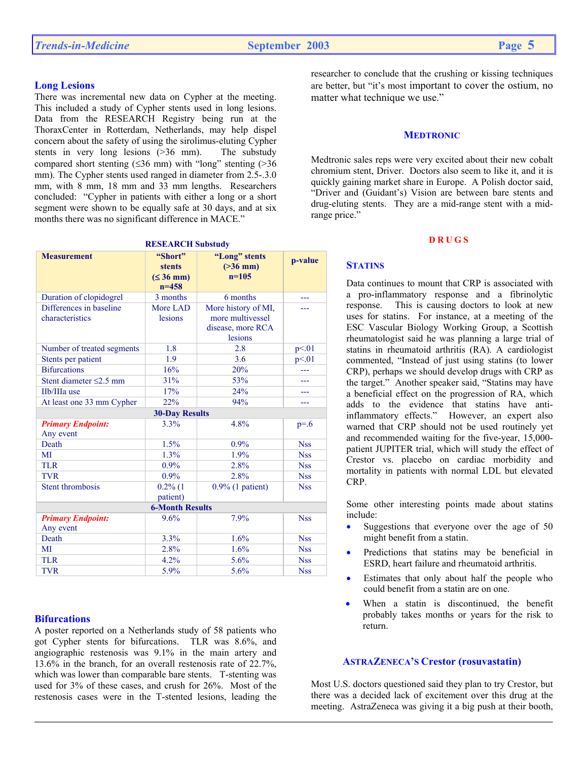## Long Lesions

There was incremental new data on Cypher at the meeting. This included a study of Cypher stents used in long lesions. Data from the RESEARCH Registry being run at the ThoraxCenter in Rotterdam, Netherlands, may help dispel concern about the safety of using the sirolimus-eluting Cypher stents in very long lesions (>36 mm). The substudy compared short stenting (≤36 mm) with "long" stenting (>36 mm). The Cypher stents used ranged in diameter from 2.5-.3.0 mm, with 8 mm, 18 mm and 33 mm lengths. Researchers concluded: "Cypher in patients with either a long or a short segment were shown to be equally safe at 30 days, and at six months there was no significant difference in MACE."

**RESEARCH Substudy**

| Measurement | "Short" stents (≤ 36 mm) n=458 | "Long" stents (>36 mm) n=105 | p-value |
|---|---|---|---|
| Duration of clopidogrel | 3 months | 6 months | --- |
| Differences in baseline characteristics | More LAD lesions | More history of MI, more multivessel disease, more RCA lesions | --- |
| Number of treated segments | 1.8 | 2.8 | p<.01 |
| Stents per patient | 1.9 | 3.6 | p<.01 |
| Bifurcations | 16% | 20% | --- |
| Stent diameter ≤2.5 mm | 31% | 53% | --- |
| IIb/IIIa use | 17% | 24% | --- |
| At least one 33 mm Cypher | 22% | 94% | --- |
| **30-Day Results** | | | |
| ***Primary Endpoint:*** Any event | 3.3% | 4.8% | p=.6 |
| Death | 1.5% | 0.9% | Nss |
| MI | 1.3% | 1.9% | Nss |
| TLR | 0.9% | 2.8% | Nss |
| TVR | 0.9% | 2.8% | Nss |
| Stent thrombosis | 0.2% (1 patient) | 0.9% (1 patient) | Nss |
| **6-Month Results** | | | |
| ***Primary Endpoint:*** Any event | 9.6% | 7.9% | Nss |
| Death | 3.3% | 1.6% | Nss |
| MI | 2.8% | 1.6% | Nss |
| TLR | 4.2% | 5.6% | Nss |
| TVR | 5.9% | 5.6% | Nss |

## Bifurcations

A poster reported on a Netherlands study of 58 patients who got Cypher stents for bifurcations. TLR was 8.6%, and angiographic restenosis was 9.1% in the main artery and 13.6% in the branch, for an overall restenosis rate of 22.7%, which was lower than comparable bare stents. T-stenting was used for 3% of these cases, and crush for 26%. Most of the restenosis cases were in the T-stented lesions, leading the researcher to conclude that the crushing or kissing techniques are better, but "it's most important to cover the ostium, no matter what technique we use."

## MEDTRONIC

Medtronic sales reps were very excited about their new cobalt chromium stent, Driver. Doctors also seem to like it, and it is quickly gaining market share in Europe. A Polish doctor said, "Driver and (Guidant's) Vision are between bare stents and drug-eluting stents. They are a mid-range stent with a mid-range price."

# DRUGS

## STATINS

Data continues to mount that CRP is associated with a pro-inflammatory response and a fibrinolytic response. This is causing doctors to look at new uses for statins. For instance, at a meeting of the ESC Vascular Biology Working Group, a Scottish rheumatologist said he was planning a large trial of statins in rheumatoid arthritis (RA). A cardiologist commented, "Instead of just using statins (to lower CRP), perhaps we should develop drugs with CRP as the target." Another speaker said, "Statins may have a beneficial effect on the progression of RA, which adds to the evidence that statins have anti-inflammatory effects." However, an expert also warned that CRP should not be used routinely yet and recommended waiting for the five-year, 15,000-patient JUPITER trial, which will study the effect of Crestor vs. placebo on cardiac morbidity and mortality in patients with normal LDL but elevated CRP.

Some other interesting points made about statins include:

- Suggestions that everyone over the age of 50 might benefit from a statin.
- Predictions that statins may be beneficial in ESRD, heart failure and rheumatoid arthritis.
- Estimates that only about half the people who could benefit from a statin are on one.
- When a statin is discontinued, the benefit probably takes months or years for the risk to return.

## ASTRAZENECA'S Crestor (rosuvastatin)

Most U.S. doctors questioned said they plan to try Crestor, but there was a decided lack of excitement over this drug at the meeting. AstraZeneca was giving it a big push at their booth,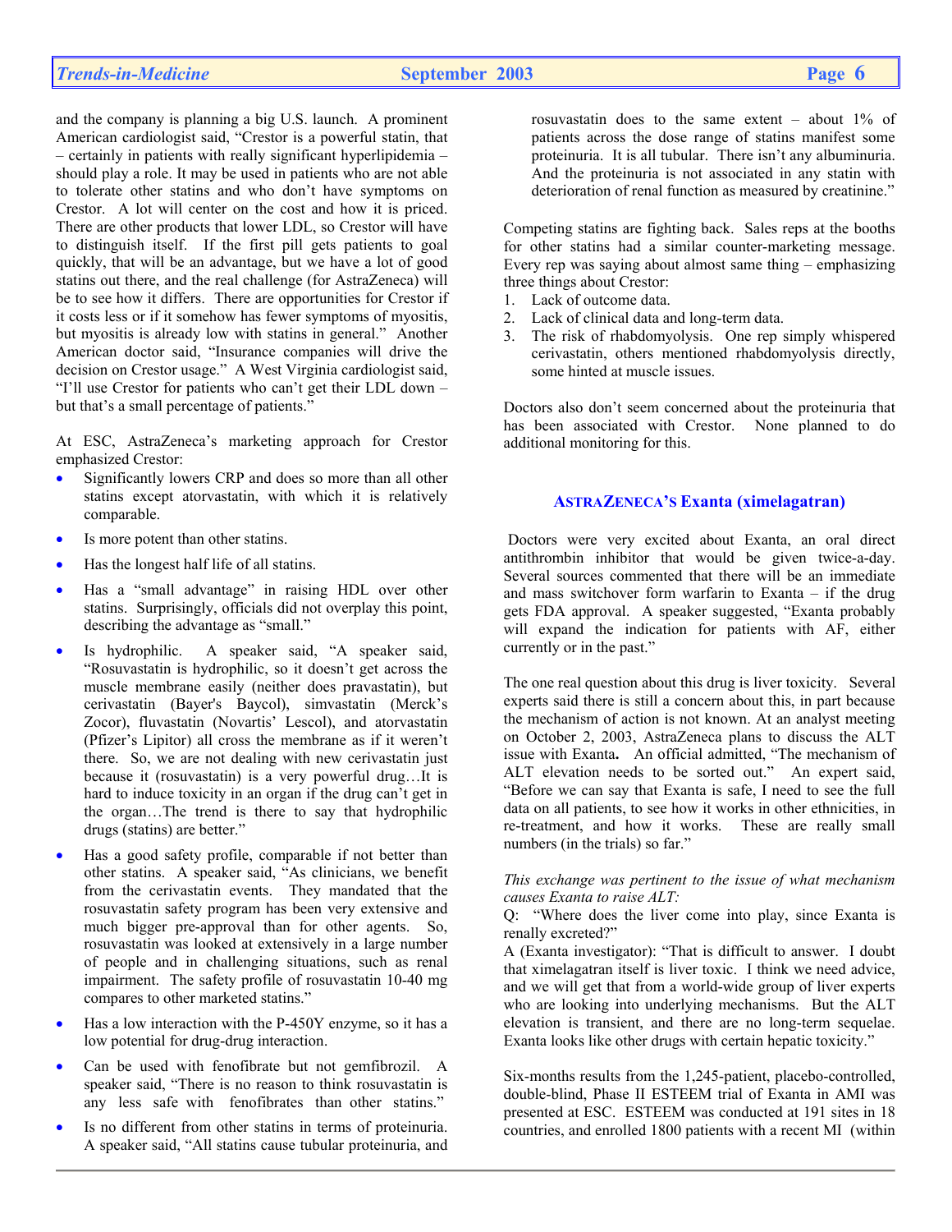and the company is planning a big U.S. launch. A prominent American cardiologist said, "Crestor is a powerful statin, that – certainly in patients with really significant hyperlipidemia – should play a role. It may be used in patients who are not able to tolerate other statins and who don't have symptoms on Crestor. A lot will center on the cost and how it is priced. There are other products that lower LDL, so Crestor will have to distinguish itself. If the first pill gets patients to goal quickly, that will be an advantage, but we have a lot of good statins out there, and the real challenge (for AstraZeneca) will be to see how it differs. There are opportunities for Crestor if it costs less or if it somehow has fewer symptoms of myositis, but myositis is already low with statins in general." Another American doctor said, "Insurance companies will drive the decision on Crestor usage." A West Virginia cardiologist said, "I'll use Crestor for patients who can't get their LDL down – but that's a small percentage of patients."

At ESC, AstraZeneca's marketing approach for Crestor emphasized Crestor:

- Significantly lowers CRP and does so more than all other statins except atorvastatin, with which it is relatively comparable.
- Is more potent than other statins.
- Has the longest half life of all statins.
- Has a "small advantage" in raising HDL over other statins. Surprisingly, officials did not overplay this point, describing the advantage as "small."
- Is hydrophilic. A speaker said, "A speaker said, "Rosuvastatin is hydrophilic, so it doesn't get across the muscle membrane easily (neither does pravastatin), but cerivastatin (Bayer's Baycol), simvastatin (Merck's Zocor), fluvastatin (Novartis' Lescol), and atorvastatin (Pfizer's Lipitor) all cross the membrane as if it weren't there. So, we are not dealing with new cerivastatin just because it (rosuvastatin) is a very powerful drug…It is hard to induce toxicity in an organ if the drug can't get in the organ…The trend is there to say that hydrophilic drugs (statins) are better."
- Has a good safety profile, comparable if not better than other statins. A speaker said, "As clinicians, we benefit from the cerivastatin events. They mandated that the rosuvastatin safety program has been very extensive and much bigger pre-approval than for other agents. So, rosuvastatin was looked at extensively in a large number of people and in challenging situations, such as renal impairment. The safety profile of rosuvastatin 10-40 mg compares to other marketed statins."
- Has a low interaction with the P-450Y enzyme, so it has a low potential for drug-drug interaction.
- Can be used with fenofibrate but not gemfibrozil. A speaker said, "There is no reason to think rosuvastatin is any less safe with fenofibrates than other statins."
- Is no different from other statins in terms of proteinuria. A speaker said, "All statins cause tubular proteinuria, and rosuvastatin does to the same extent – about 1% of patients across the dose range of statins manifest some proteinuria. It is all tubular. There isn't any albuminuria. And the proteinuria is not associated in any statin with deterioration of renal function as measured by creatinine."

Competing statins are fighting back. Sales reps at the booths for other statins had a similar counter-marketing message. Every rep was saying about almost same thing – emphasizing three things about Crestor:

1. Lack of outcome data.
2. Lack of clinical data and long-term data.
3. The risk of rhabdomyolysis. One rep simply whispered cerivastatin, others mentioned rhabdomyolysis directly, some hinted at muscle issues.

Doctors also don't seem concerned about the proteinuria that has been associated with Crestor. None planned to do additional monitoring for this.

## ASTRAZENECA'S Exanta (ximelagatran)

Doctors were very excited about Exanta, an oral direct antithrombin inhibitor that would be given twice-a-day. Several sources commented that there will be an immediate and mass switchover form warfarin to Exanta – if the drug gets FDA approval. A speaker suggested, "Exanta probably will expand the indication for patients with AF, either currently or in the past."

The one real question about this drug is liver toxicity. Several experts said there is still a concern about this, in part because the mechanism of action is not known. At an analyst meeting on October 2, 2003, AstraZeneca plans to discuss the ALT issue with Exanta**.** An official admitted, "The mechanism of ALT elevation needs to be sorted out." An expert said, "Before we can say that Exanta is safe, I need to see the full data on all patients, to see how it works in other ethnicities, in re-treatment, and how it works. These are really small numbers (in the trials) so far."

*This exchange was pertinent to the issue of what mechanism causes Exanta to raise ALT:*

Q: "Where does the liver come into play, since Exanta is renally excreted?"

A (Exanta investigator): "That is difficult to answer. I doubt that ximelagatran itself is liver toxic. I think we need advice, and we will get that from a world-wide group of liver experts who are looking into underlying mechanisms. But the ALT elevation is transient, and there are no long-term sequelae. Exanta looks like other drugs with certain hepatic toxicity."

Six-months results from the 1,245-patient, placebo-controlled, double-blind, Phase II ESTEEM trial of Exanta in AMI was presented at ESC. ESTEEM was conducted at 191 sites in 18 countries, and enrolled 1800 patients with a recent MI (within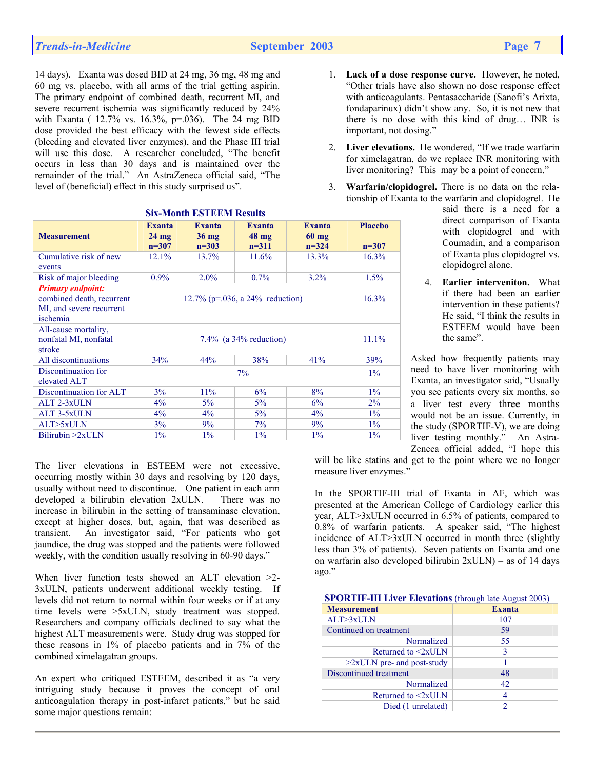14 days). Exanta was dosed BID at 24 mg, 36 mg, 48 mg and 60 mg vs. placebo, with all arms of the trial getting aspirin. The primary endpoint of combined death, recurrent MI, and severe recurrent ischemia was significantly reduced by 24% with Exanta ( 12.7% vs. 16.3%, p=.036). The 24 mg BID dose provided the best efficacy with the fewest side effects (bleeding and elevated liver enzymes), and the Phase III trial will use this dose. A researcher concluded, "The benefit occurs in less than 30 days and is maintained over the remainder of the trial." An AstraZeneca official said, "The level of (beneficial) effect in this study surprised us".

**Six-Month ESTEEM Results**

| Measurement | Exanta 24 mg n=307 | Exanta 36 mg n=303 | Exanta 48 mg n=311 | Exanta 60 mg n=324 | Placebo n=307 |
|---|---|---|---|---|---|
| Cumulative risk of new events | 12.1% | 13.7% | 11.6% | 13.3% | 16.3% |
| Risk of major bleeding | 0.9% | 2.0% | 0.7% | 3.2% | 1.5% |
| ***Primary endpoint:*** combined death, recurrent MI, and severe recurrent ischemia | 12.7% (p=.036, a 24% reduction) | | | | 16.3% |
| All-cause mortality, nonfatal MI, nonfatal stroke | 7.4% (a 34% reduction) | | | | 11.1% |
| All discontinuations | 34% | 44% | 38% | 41% | 39% |
| Discontinuation for elevated ALT | 7% | | | | 1% |
| Discontinuation for ALT | 3% | 11% | 6% | 8% | 1% |
| ALT 2-3xULN | 4% | 5% | 5% | 6% | 2% |
| ALT 3-5xULN | 4% | 4% | 5% | 4% | 1% |
| ALT>5xULN | 3% | 9% | 7% | 9% | 1% |
| Bilirubin >2xULN | 1% | 1% | 1% | 1% | 1% |

The liver elevations in ESTEEM were not excessive, occurring mostly within 30 days and resolving by 120 days, usually without need to discontinue. One patient in each arm developed a bilirubin elevation 2xULN. There was no increase in bilirubin in the setting of transaminase elevation, except at higher doses, but, again, that was described as transient. An investigator said, "For patients who got jaundice, the drug was stopped and the patients were followed weekly, with the condition usually resolving in 60-90 days."

When liver function tests showed an ALT elevation >2-3xULN, patients underwent additional weekly testing. If levels did not return to normal within four weeks or if at any time levels were >5xULN, study treatment was stopped. Researchers and company officials declined to say what the highest ALT measurements were. Study drug was stopped for these reasons in 1% of placebo patients and in 7% of the combined ximelagatran groups.

An expert who critiqued ESTEEM, described it as "a very intriguing study because it proves the concept of oral anticoagulation therapy in post-infarct patients," but he said some major questions remain:

1. **Lack of a dose response curve.** However, he noted, "Other trials have also shown no dose response effect with anticoagulants. Pentasaccharide (Sanofi's Arixta, fondaparinux) didn't show any. So, it is not new that there is no dose with this kind of drug… INR is important, not dosing."
2. **Liver elevations.** He wondered, "If we trade warfarin for ximelagatran, do we replace INR monitoring with liver monitoring? This may be a point of concern."
3. **Warfarin/clopidogrel.** There is no data on the relationship of Exanta to the warfarin and clopidogrel. He said there is a need for a direct comparison of Exanta with clopidogrel and with Coumadin, and a comparison of Exanta plus clopidogrel vs. clopidogrel alone.
4. **Earlier interveniton.** What if there had been an earlier intervention in these patients? He said, "I think the results in ESTEEM would have been the same".

Asked how frequently patients may need to have liver monitoring with Exanta, an investigator said, "Usually you see patients every six months, so a liver test every three months would not be an issue. Currently, in the study (SPORTIF-V), we are doing liver testing monthly." An AstraZeneca official added, "I hope this will be like statins and get to the point where we no longer measure liver enzymes."

In the SPORTIF-III trial of Exanta in AF, which was presented at the American College of Cardiology earlier this year, ALT>3xULN occurred in 6.5% of patients, compared to 0.8% of warfarin patients. A speaker said, "The highest incidence of ALT>3xULN occurred in month three (slightly less than 3% of patients). Seven patients on Exanta and one on warfarin also developed bilirubin 2xULN) – as of 14 days ago."

**SPORTIF-III Liver Elevations** (through late August 2003)

| Measurement | Exanta |
|---|---|
| ALT>3xULN | 107 |
| Continued on treatment | 59 |
| Normalized | 55 |
| Returned to <2xULN | 3 |
| >2xULN pre- and post-study | 1 |
| Discontinued treatment | 48 |
| Normalized | 42 |
| Returned to <2xULN | 4 |
| Died (1 unrelated) | 2 |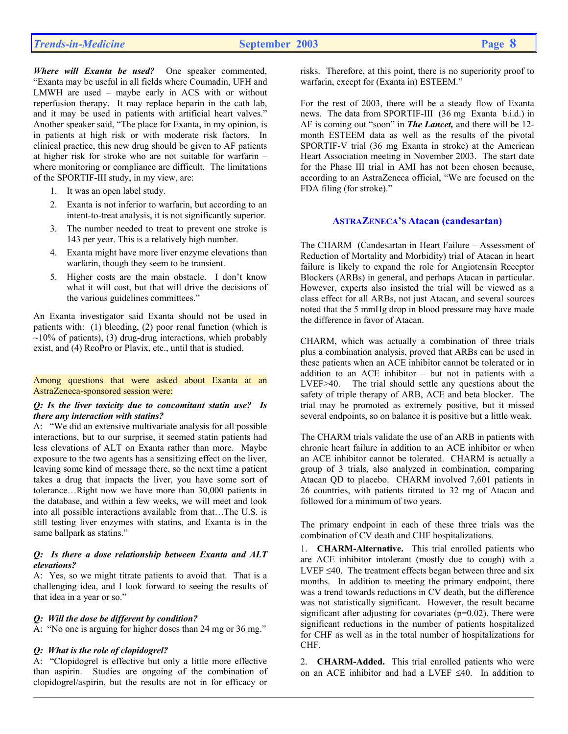***Where will Exanta be used?*** One speaker commented, "Exanta may be useful in all fields where Coumadin, UFH and LMWH are used – maybe early in ACS with or without reperfusion therapy. It may replace heparin in the cath lab, and it may be used in patients with artificial heart valves." Another speaker said, "The place for Exanta, in my opinion, is in patients at high risk or with moderate risk factors. In clinical practice, this new drug should be given to AF patients at higher risk for stroke who are not suitable for warfarin – where monitoring or compliance are difficult. The limitations of the SPORTIF-III study, in my view, are:

1. It was an open label study.
2. Exanta is not inferior to warfarin, but according to an intent-to-treat analysis, it is not significantly superior.
3. The number needed to treat to prevent one stroke is 143 per year. This is a relatively high number.
4. Exanta might have more liver enzyme elevations than warfarin, though they seem to be transient.
5. Higher costs are the main obstacle. I don't know what it will cost, but that will drive the decisions of the various guidelines committees."

An Exanta investigator said Exanta should not be used in patients with: (1) bleeding, (2) poor renal function (which is ~10% of patients), (3) drug-drug interactions, which probably exist, and (4) ReoPro or Plavix, etc., until that is studied.

Among questions that were asked about Exanta at an AstraZeneca-sponsored session were:

***Q: Is the liver toxicity due to concomitant statin use? Is there any interaction with statins?***
A: "We did an extensive multivariate analysis for all possible interactions, but to our surprise, it seemed statin patients had less elevations of ALT on Exanta rather than more. Maybe exposure to the two agents has a sensitizing effect on the liver, leaving some kind of message there, so the next time a patient takes a drug that impacts the liver, you have some sort of tolerance…Right now we have more than 30,000 patients in the database, and within a few weeks, we will meet and look into all possible interactions available from that…The U.S. is still testing liver enzymes with statins, and Exanta is in the same ballpark as statins."

***Q: Is there a dose relationship between Exanta and ALT elevations?***
A: Yes, so we might titrate patients to avoid that. That is a challenging idea, and I look forward to seeing the results of that idea in a year or so."

***Q: Will the dose be different by condition?***
A: "No one is arguing for higher doses than 24 mg or 36 mg."

***Q: What is the role of clopidogrel?***
A: "Clopidogrel is effective but only a little more effective than aspirin. Studies are ongoing of the combination of clopidogrel/aspirin, but the results are not in for efficacy or risks. Therefore, at this point, there is no superiority proof to warfarin, except for (Exanta in) ESTEEM."

For the rest of 2003, there will be a steady flow of Exanta news. The data from SPORTIF-III (36 mg Exanta b.i.d.) in AF is coming out "soon" in ***The Lancet,*** and there will be 12-month ESTEEM data as well as the results of the pivotal SPORTIF-V trial (36 mg Exanta in stroke) at the American Heart Association meeting in November 2003. The start date for the Phase III trial in AMI has not been chosen because, according to an AstraZeneca official, "We are focused on the FDA filing (for stroke)."

## ASTRAZENECA'S Atacan (candesartan)

The CHARM (Candesartan in Heart Failure – Assessment of Reduction of Mortality and Morbidity) trial of Atacan in heart failure is likely to expand the role for Angiotensin Receptor Blockers (ARBs) in general, and perhaps Atacan in particular. However, experts also insisted the trial will be viewed as a class effect for all ARBs, not just Atacan, and several sources noted that the 5 mmHg drop in blood pressure may have made the difference in favor of Atacan.

CHARM, which was actually a combination of three trials plus a combination analysis, proved that ARBs can be used in these patients when an ACE inhibitor cannot be tolerated or in addition to an ACE inhibitor – but not in patients with a LVEF>40. The trial should settle any questions about the safety of triple therapy of ARB, ACE and beta blocker. The trial may be promoted as extremely positive, but it missed several endpoints, so on balance it is positive but a little weak.

The CHARM trials validate the use of an ARB in patients with chronic heart failure in addition to an ACE inhibitor or when an ACE inhibitor cannot be tolerated. CHARM is actually a group of 3 trials, also analyzed in combination, comparing Atacan QD to placebo. CHARM involved 7,601 patients in 26 countries, with patients titrated to 32 mg of Atacan and followed for a minimum of two years.

The primary endpoint in each of these three trials was the combination of CV death and CHF hospitalizations.

1. **CHARM-Alternative.** This trial enrolled patients who are ACE inhibitor intolerant (mostly due to cough) with a LVEF ≤40. The treatment effects began between three and six months. In addition to meeting the primary endpoint, there was a trend towards reductions in CV death, but the difference was not statistically significant. However, the result became significant after adjusting for covariates ($p=0.02$). There were significant reductions in the number of patients hospitalized for CHF as well as in the total number of hospitalizations for CHF.

2. **CHARM-Added.** This trial enrolled patients who were on an ACE inhibitor and had a LVEF ≤40. In addition to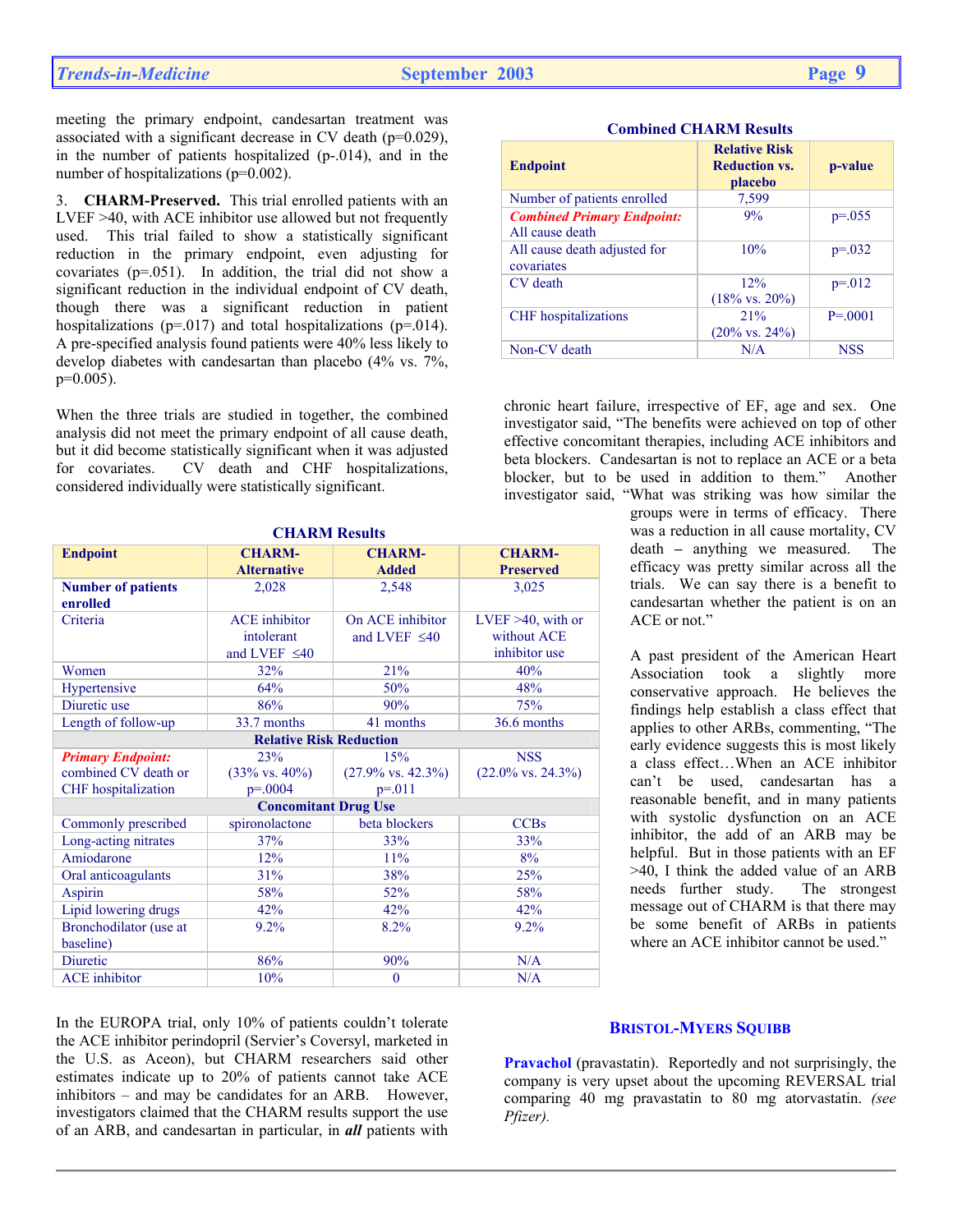meeting the primary endpoint, candesartan treatment was associated with a significant decrease in CV death (p=0.029), in the number of patients hospitalized (p-.014), and in the number of hospitalizations (p=0.002).

3. **CHARM-Preserved.** This trial enrolled patients with an LVEF >40, with ACE inhibitor use allowed but not frequently used. This trial failed to show a statistically significant reduction in the primary endpoint, even adjusting for covariates (p=.051). In addition, the trial did not show a significant reduction in the individual endpoint of CV death, though there was a significant reduction in patient hospitalizations (p=.017) and total hospitalizations (p=.014). A pre-specified analysis found patients were 40% less likely to develop diabetes with candesartan than placebo (4% vs. 7%, p=0.005).

When the three trials are studied in together, the combined analysis did not meet the primary endpoint of all cause death, but it did become statistically significant when it was adjusted for covariates. CV death and CHF hospitalizations, considered individually were statistically significant.

**CHARM Results**

| Endpoint | CHARM-Alternative | CHARM-Added | CHARM-Preserved |
|---|---|---|---|
| **Number of patients enrolled** | 2,028 | 2,548 | 3,025 |
| Criteria | ACE inhibitor intolerant and LVEF ≤40 | On ACE inhibitor and LVEF ≤40 | LVEF >40, with or without ACE inhibitor use |
| Women | 32% | 21% | 40% |
| Hypertensive | 64% | 50% | 48% |
| Diuretic use | 86% | 90% | 75% |
| Length of follow-up | 33.7 months | 41 months | 36.6 months |
| **Relative Risk Reduction** | | | |
| ***Primary Endpoint:*** combined CV death or CHF hospitalization | 23% (33% vs. 40%) p=.0004 | 15% (27.9% vs. 42.3%) p=.011 | NSS (22.0% vs. 24.3%) |
| **Concomitant Drug Use** | | | |
| Commonly prescribed | spironolactone | beta blockers | CCBs |
| Long-acting nitrates | 37% | 33% | 33% |
| Amiodarone | 12% | 11% | 8% |
| Oral anticoagulants | 31% | 38% | 25% |
| Aspirin | 58% | 52% | 58% |
| Lipid lowering drugs | 42% | 42% | 42% |
| Bronchodilator (use at baseline) | 9.2% | 8.2% | 9.2% |
| Diuretic | 86% | 90% | N/A |
| ACE inhibitor | 10% | 0 | N/A |

In the EUROPA trial, only 10% of patients couldn't tolerate the ACE inhibitor perindopril (Servier's Coversyl, marketed in the U.S. as Aceon), but CHARM researchers said other estimates indicate up to 20% of patients cannot take ACE inhibitors – and may be candidates for an ARB. However, investigators claimed that the CHARM results support the use of an ARB, and candesartan in particular, in ***all*** patients with chronic heart failure, irrespective of EF, age and sex. One investigator said, "The benefits were achieved on top of other effective concomitant therapies, including ACE inhibitors and beta blockers. Candesartan is not to replace an ACE or a beta blocker, but to be used in addition to them." Another investigator said, "What was striking was how similar the groups were in terms of efficacy. There was a reduction in all cause mortality, CV death – anything we measured. The efficacy was pretty similar across all the trials. We can say there is a benefit to candesartan whether the patient is on an ACE or not."

**Combined CHARM Results**

| Endpoint | Relative Risk Reduction vs. placebo | p-value |
|---|---|---|
| Number of patients enrolled | 7,599 | |
| ***Combined Primary Endpoint:*** All cause death | 9% | p=.055 |
| All cause death adjusted for covariates | 10% | p=.032 |
| CV death | 12% (18% vs. 20%) | p=.012 |
| CHF hospitalizations | 21% (20% vs. 24%) | P=.0001 |
| Non-CV death | N/A | NSS |

A past president of the American Heart Association took a slightly more conservative approach. He believes the findings help establish a class effect that applies to other ARBs, commenting, "The early evidence suggests this is most likely a class effect…When an ACE inhibitor can't be used, candesartan has a reasonable benefit, and in many patients with systolic dysfunction on an ACE inhibitor, the add of an ARB may be helpful. But in those patients with an EF >40, I think the added value of an ARB needs further study. The strongest message out of CHARM is that there may be some benefit of ARBs in patients where an ACE inhibitor cannot be used."

## BRISTOL-MYERS SQUIBB

**Pravachol** (pravastatin). Reportedly and not surprisingly, the company is very upset about the upcoming REVERSAL trial comparing 40 mg pravastatin to 80 mg atorvastatin. *(see Pfizer).*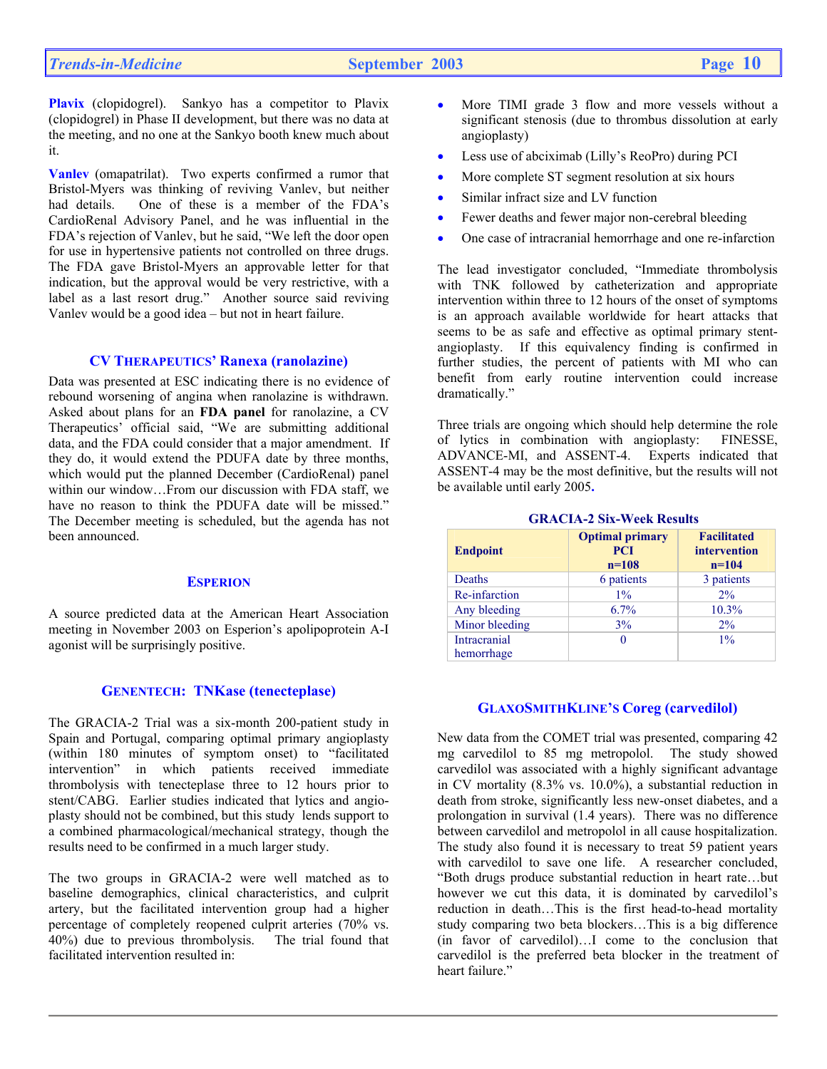**Plavix** (clopidogrel). Sankyo has a competitor to Plavix (clopidogrel) in Phase II development, but there was no data at the meeting, and no one at the Sankyo booth knew much about it.

**Vanlev** (omapatrilat). Two experts confirmed a rumor that Bristol-Myers was thinking of reviving Vanlev, but neither had details. One of these is a member of the FDA's CardioRenal Advisory Panel, and he was influential in the FDA's rejection of Vanlev, but he said, "We left the door open for use in hypertensive patients not controlled on three drugs. The FDA gave Bristol-Myers an approvable letter for that indication, but the approval would be very restrictive, with a label as a last resort drug." Another source said reviving Vanlev would be a good idea – but not in heart failure.

## CV THERAPEUTICS' Ranexa (ranolazine)

Data was presented at ESC indicating there is no evidence of rebound worsening of angina when ranolazine is withdrawn. Asked about plans for an **FDA panel** for ranolazine, a CV Therapeutics' official said, "We are submitting additional data, and the FDA could consider that a major amendment. If they do, it would extend the PDUFA date by three months, which would put the planned December (CardioRenal) panel within our window…From our discussion with FDA staff, we have no reason to think the PDUFA date will be missed." The December meeting is scheduled, but the agenda has not been announced.

## ESPERION

A source predicted data at the American Heart Association meeting in November 2003 on Esperion's apolipoprotein A-I agonist will be surprisingly positive.

## GENENTECH: TNKase (tenecteplase)

The GRACIA-2 Trial was a six-month 200-patient study in Spain and Portugal, comparing optimal primary angioplasty (within 180 minutes of symptom onset) to "facilitated intervention" in which patients received immediate thrombolysis with tenecteplase three to 12 hours prior to stent/CABG. Earlier studies indicated that lytics and angioplasty should not be combined, but this study lends support to a combined pharmacological/mechanical strategy, though the results need to be confirmed in a much larger study.

The two groups in GRACIA-2 were well matched as to baseline demographics, clinical characteristics, and culprit artery, but the facilitated intervention group had a higher percentage of completely reopened culprit arteries (70% vs. 40%) due to previous thrombolysis. The trial found that facilitated intervention resulted in:

- More TIMI grade 3 flow and more vessels without a significant stenosis (due to thrombus dissolution at early angioplasty)
- Less use of abciximab (Lilly's ReoPro) during PCI
- More complete ST segment resolution at six hours
- Similar infract size and LV function
- Fewer deaths and fewer major non-cerebral bleeding
- One case of intracranial hemorrhage and one re-infarction

The lead investigator concluded, "Immediate thrombolysis with TNK followed by catheterization and appropriate intervention within three to 12 hours of the onset of symptoms is an approach available worldwide for heart attacks that seems to be as safe and effective as optimal primary stent-angioplasty. If this equivalency finding is confirmed in further studies, the percent of patients with MI who can benefit from early routine intervention could increase dramatically."

Three trials are ongoing which should help determine the role of lytics in combination with angioplasty: FINESSE, ADVANCE-MI, and ASSENT-4. Experts indicated that ASSENT-4 may be the most definitive, but the results will not be available until early 2005.

**GRACIA-2 Six-Week Results**

| Endpoint | Optimal primary PCI n=108 | Facilitated intervention n=104 |
|---|---|---|
| Deaths | 6 patients | 3 patients |
| Re-infarction | 1% | 2% |
| Any bleeding | 6.7% | 10.3% |
| Minor bleeding | 3% | 2% |
| Intracranial hemorrhage | 0 | 1% |

## GLAXOSMITHKLINE'S Coreg (carvedilol)

New data from the COMET trial was presented, comparing 42 mg carvedilol to 85 mg metropolol. The study showed carvedilol was associated with a highly significant advantage in CV mortality (8.3% vs. 10.0%), a substantial reduction in death from stroke, significantly less new-onset diabetes, and a prolongation in survival (1.4 years). There was no difference between carvedilol and metropolol in all cause hospitalization. The study also found it is necessary to treat 59 patient years with carvedilol to save one life. A researcher concluded, "Both drugs produce substantial reduction in heart rate…but however we cut this data, it is dominated by carvedilol's reduction in death…This is the first head-to-head mortality study comparing two beta blockers…This is a big difference (in favor of carvedilol)…I come to the conclusion that carvedilol is the preferred beta blocker in the treatment of heart failure."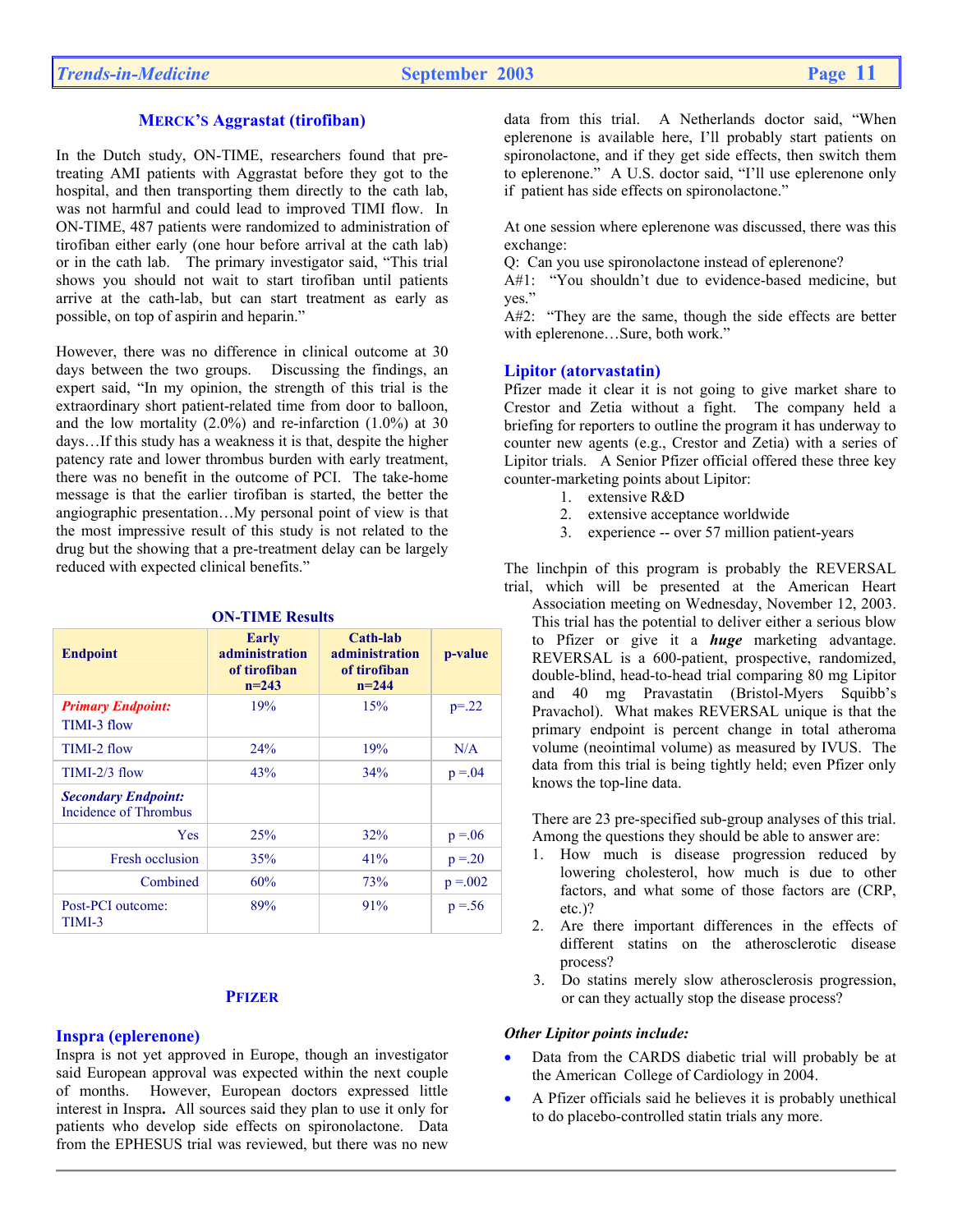## MERCK'S Aggrastat (tirofiban)

In the Dutch study, ON-TIME, researchers found that pre-treating AMI patients with Aggrastat before they got to the hospital, and then transporting them directly to the cath lab, was not harmful and could lead to improved TIMI flow. In ON-TIME, 487 patients were randomized to administration of tirofiban either early (one hour before arrival at the cath lab) or in the cath lab. The primary investigator said, "This trial shows you should not wait to start tirofiban until patients arrive at the cath-lab, but can start treatment as early as possible, on top of aspirin and heparin."

However, there was no difference in clinical outcome at 30 days between the two groups. Discussing the findings, an expert said, "In my opinion, the strength of this trial is the extraordinary short patient-related time from door to balloon, and the low mortality (2.0%) and re-infarction (1.0%) at 30 days…If this study has a weakness it is that, despite the higher patency rate and lower thrombus burden with early treatment, there was no benefit in the outcome of PCI. The take-home message is that the earlier tirofiban is started, the better the angiographic presentation…My personal point of view is that the most impressive result of this study is not related to the drug but the showing that a pre-treatment delay can be largely reduced with expected clinical benefits."

**ON-TIME Results**

| Endpoint | Early administration of tirofiban n=243 | Cath-lab administration of tirofiban n=244 | p-value |
|---|---|---|---|
| ***Primary Endpoint:*** TIMI-3 flow | 19% | 15% | p=.22 |
| TIMI-2 flow | 24% | 19% | N/A |
| TIMI-2/3 flow | 43% | 34% | p =.04 |
| ***Secondary Endpoint:*** Incidence of Thrombus | | | |
| Yes | 25% | 32% | p =.06 |
| Fresh occlusion | 35% | 41% | p =.20 |
| Combined | 60% | 73% | p =.002 |
| Post-PCI outcome: TIMI-3 | 89% | 91% | p =.56 |

## PFIZER

### Inspra (eplerenone)

Inspra is not yet approved in Europe, though an investigator said European approval was expected within the next couple of months. However, European doctors expressed little interest in Inspra**.** All sources said they plan to use it only for patients who develop side effects on spironolactone. Data from the EPHESUS trial was reviewed, but there was no new data from this trial. A Netherlands doctor said, "When eplerenone is available here, I'll probably start patients on spironolactone, and if they get side effects, then switch them to eplerenone." A U.S. doctor said, "I'll use eplerenone only if patient has side effects on spironolactone."

At one session where eplerenone was discussed, there was this exchange:
Q: Can you use spironolactone instead of eplerenone?
A#1: "You shouldn't due to evidence-based medicine, but yes."
A#2: "They are the same, though the side effects are better with eplerenone…Sure, both work."

### Lipitor (atorvastatin)

Pfizer made it clear it is not going to give market share to Crestor and Zetia without a fight. The company held a briefing for reporters to outline the program it has underway to counter new agents (e.g., Crestor and Zetia) with a series of Lipitor trials. A Senior Pfizer official offered these three key counter-marketing points about Lipitor:

1. extensive R&D
2. extensive acceptance worldwide
3. experience -- over 57 million patient-years

The linchpin of this program is probably the REVERSAL trial, which will be presented at the American Heart Association meeting on Wednesday, November 12, 2003. This trial has the potential to deliver either a serious blow to Pfizer or give it a ***huge*** marketing advantage. REVERSAL is a 600-patient, prospective, randomized, double-blind, head-to-head trial comparing 80 mg Lipitor and 40 mg Pravastatin (Bristol-Myers Squibb's Pravachol). What makes REVERSAL unique is that the primary endpoint is percent change in total atheroma volume (neointimal volume) as measured by IVUS. The data from this trial is being tightly held; even Pfizer only knows the top-line data.

There are 23 pre-specified sub-group analyses of this trial. Among the questions they should be able to answer are:

1. How much is disease progression reduced by lowering cholesterol, how much is due to other factors, and what some of those factors are (CRP, etc.)?
2. Are there important differences in the effects of different statins on the atherosclerotic disease process?
3. Do statins merely slow atherosclerosis progression, or can they actually stop the disease process?

***Other Lipitor points include:***

- Data from the CARDS diabetic trial will probably be at the American College of Cardiology in 2004.
- A Pfizer officials said he believes it is probably unethical to do placebo-controlled statin trials any more.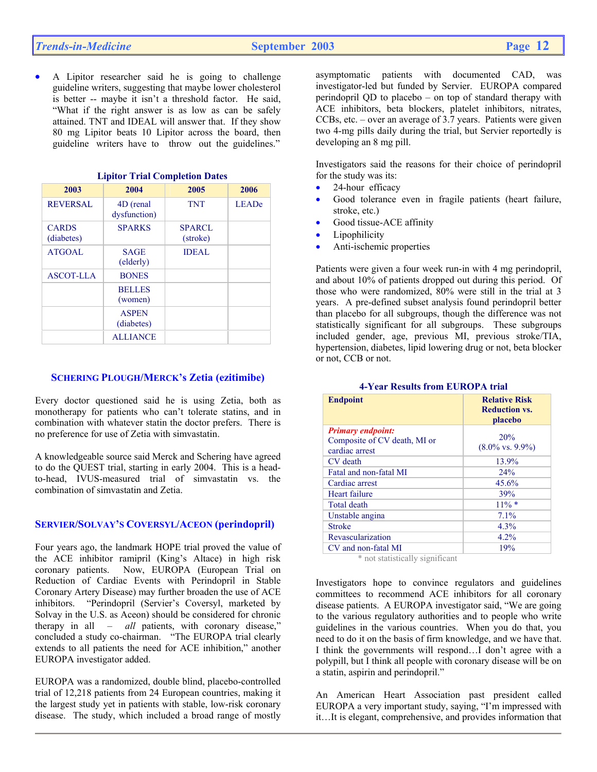- A Lipitor researcher said he is going to challenge guideline writers, suggesting that maybe lower cholesterol is better -- maybe it isn't a threshold factor. He said, "What if the right answer is as low as can be safely attained. TNT and IDEAL will answer that. If they show 80 mg Lipitor beats 10 Lipitor across the board, then guideline writers have to throw out the guidelines."

**Lipitor Trial Completion Dates**

| 2003 | 2004 | 2005 | 2006 |
|---|---|---|---|
| REVERSAL | 4D (renal dysfunction) | TNT | LEADe |
| CARDS (diabetes) | SPARKS | SPARCL (stroke) | |
| ATGOAL | SAGE (elderly) | IDEAL | |
| ASCOT-LLA | BONES | | |
| | BELLES (women) | | |
| | ASPEN (diabetes) | | |
| | ALLIANCE | | |

### SCHERING PLOUGH/MERCK's Zetia (ezitimibe)

Every doctor questioned said he is using Zetia, both as monotherapy for patients who can't tolerate statins, and in combination with whatever statin the doctor prefers. There is no preference for use of Zetia with simvastatin.

A knowledgeable source said Merck and Schering have agreed to do the QUEST trial, starting in early 2004. This is a head-to-head, IVUS-measured trial of simvastatin vs. the combination of simvastatin and Zetia.

### SERVIER/SOLVAY'S COVERSYL/ACEON (perindopril)

Four years ago, the landmark HOPE trial proved the value of the ACE inhibitor ramipril (King's Altace) in high risk coronary patients. Now, EUROPA (European Trial on Reduction of Cardiac Events with Perindopril in Stable Coronary Artery Disease) may further broaden the use of ACE inhibitors. "Perindopril (Servier's Coversyl, marketed by Solvay in the U.S. as Aceon) should be considered for chronic therapy in all – *all* patients, with coronary disease," concluded a study co-chairman. "The EUROPA trial clearly extends to all patients the need for ACE inhibition," another EUROPA investigator added.

EUROPA was a randomized, double blind, placebo-controlled trial of 12,218 patients from 24 European countries, making it the largest study yet in patients with stable, low-risk coronary disease. The study, which included a broad range of mostly asymptomatic patients with documented CAD, was investigator-led but funded by Servier. EUROPA compared perindopril QD to placebo – on top of standard therapy with ACE inhibitors, beta blockers, platelet inhibitors, nitrates, CCBs, etc. – over an average of 3.7 years. Patients were given two 4-mg pills daily during the trial, but Servier reportedly is developing an 8 mg pill.

Investigators said the reasons for their choice of perindopril for the study was its:

- 24-hour efficacy
- Good tolerance even in fragile patients (heart failure, stroke, etc.)
- Good tissue-ACE affinity
- Lipophilicity
- Anti-ischemic properties

Patients were given a four week run-in with 4 mg perindopril, and about 10% of patients dropped out during this period. Of those who were randomized, 80% were still in the trial at 3 years. A pre-defined subset analysis found perindopril better than placebo for all subgroups, though the difference was not statistically significant for all subgroups. These subgroups included gender, age, previous MI, previous stroke/TIA, hypertension, diabetes, lipid lowering drug or not, beta blocker or not, CCB or not.

**4-Year Results from EUROPA trial**

| Endpoint | Relative Risk Reduction vs. placebo |
|---|---|
| ***Primary endpoint:*** Composite of CV death, MI or cardiac arrest | 20% (8.0% vs. 9.9%) |
| CV death | 13.9% |
| Fatal and non-fatal MI | 24% |
| Cardiac arrest | 45.6% |
| Heart failure | 39% |
| Total death | 11% * |
| Unstable angina | 7.1% |
| Stroke | 4.3% |
| Revascularization | 4.2% |
| CV and non-fatal MI | 19% |

\* not statistically significant

Investigators hope to convince regulators and guidelines committees to recommend ACE inhibitors for all coronary disease patients. A EUROPA investigator said, "We are going to the various regulatory authorities and to people who write guidelines in the various countries. When you do that, you need to do it on the basis of firm knowledge, and we have that. I think the governments will respond…I don't agree with a polypill, but I think all people with coronary disease will be on a statin, aspirin and perindopril."

An American Heart Association past president called EUROPA a very important study, saying, "I'm impressed with it…It is elegant, comprehensive, and provides information that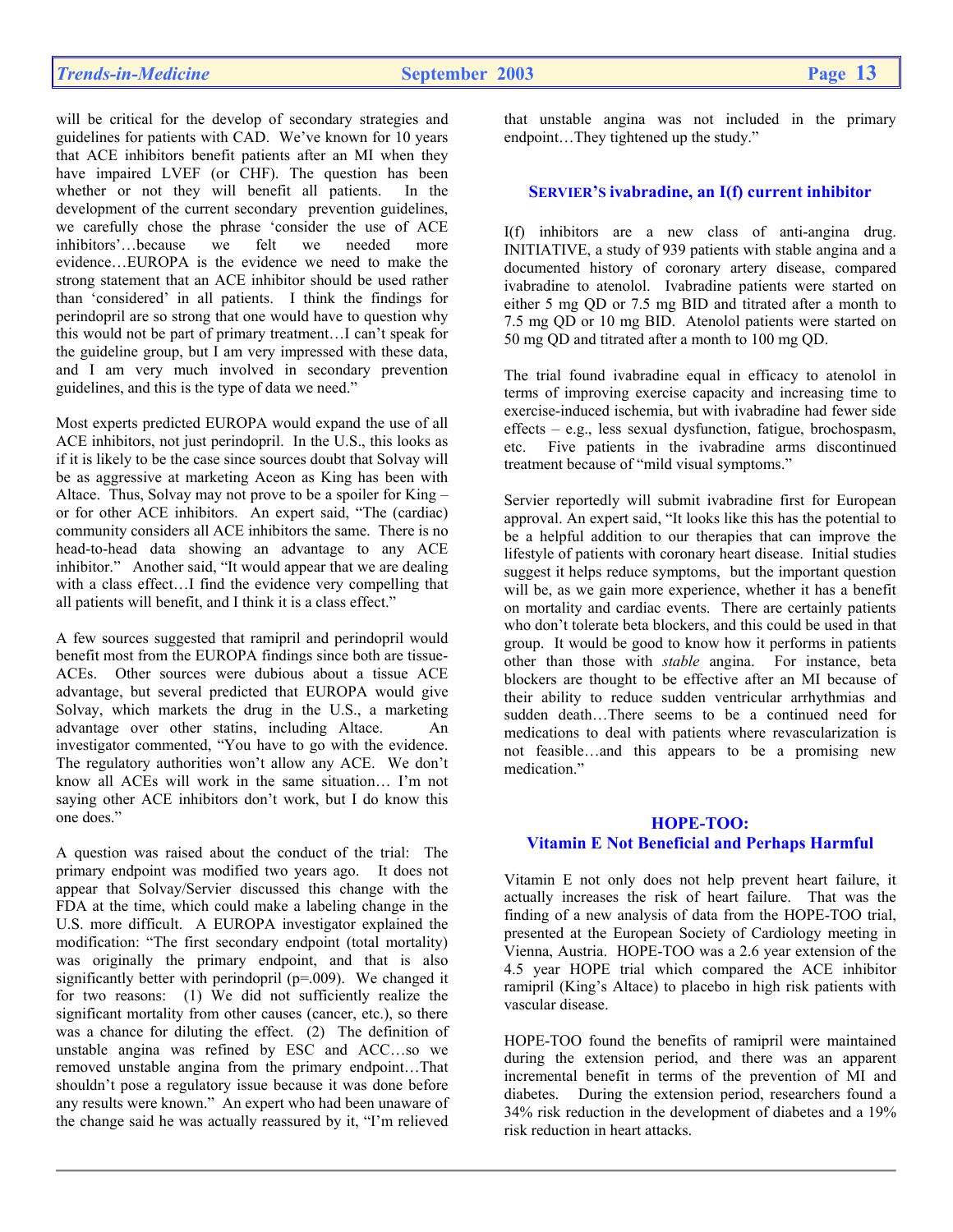will be critical for the develop of secondary strategies and guidelines for patients with CAD. We've known for 10 years that ACE inhibitors benefit patients after an MI when they have impaired LVEF (or CHF). The question has been whether or not they will benefit all patients. In the development of the current secondary prevention guidelines, we carefully chose the phrase 'consider the use of ACE inhibitors'…because we felt we needed more evidence…EUROPA is the evidence we need to make the strong statement that an ACE inhibitor should be used rather than 'considered' in all patients. I think the findings for perindopril are so strong that one would have to question why this would not be part of primary treatment…I can't speak for the guideline group, but I am very impressed with these data, and I am very much involved in secondary prevention guidelines, and this is the type of data we need."

Most experts predicted EUROPA would expand the use of all ACE inhibitors, not just perindopril. In the U.S., this looks as if it is likely to be the case since sources doubt that Solvay will be as aggressive at marketing Aceon as King has been with Altace. Thus, Solvay may not prove to be a spoiler for King – or for other ACE inhibitors. An expert said, "The (cardiac) community considers all ACE inhibitors the same. There is no head-to-head data showing an advantage to any ACE inhibitor." Another said, "It would appear that we are dealing with a class effect…I find the evidence very compelling that all patients will benefit, and I think it is a class effect."

A few sources suggested that ramipril and perindopril would benefit most from the EUROPA findings since both are tissue-ACEs. Other sources were dubious about a tissue ACE advantage, but several predicted that EUROPA would give Solvay, which markets the drug in the U.S., a marketing advantage over other statins, including Altace. An investigator commented, "You have to go with the evidence. The regulatory authorities won't allow any ACE. We don't know all ACEs will work in the same situation… I'm not saying other ACE inhibitors don't work, but I do know this one does."

A question was raised about the conduct of the trial: The primary endpoint was modified two years ago. It does not appear that Solvay/Servier discussed this change with the FDA at the time, which could make a labeling change in the U.S. more difficult. A EUROPA investigator explained the modification: "The first secondary endpoint (total mortality) was originally the primary endpoint, and that is also significantly better with perindopril (p=.009). We changed it for two reasons: (1) We did not sufficiently realize the significant mortality from other causes (cancer, etc.), so there was a chance for diluting the effect. (2) The definition of unstable angina was refined by ESC and ACC…so we removed unstable angina from the primary endpoint…That shouldn't pose a regulatory issue because it was done before any results were known." An expert who had been unaware of the change said he was actually reassured by it, "I'm relieved that unstable angina was not included in the primary endpoint…They tightened up the study."

### SERVIER'S ivabradine, an I(f) current inhibitor

I(f) inhibitors are a new class of anti-angina drug. INITIATIVE, a study of 939 patients with stable angina and a documented history of coronary artery disease, compared ivabradine to atenolol. Ivabradine patients were started on either 5 mg QD or 7.5 mg BID and titrated after a month to 7.5 mg QD or 10 mg BID. Atenolol patients were started on 50 mg QD and titrated after a month to 100 mg QD.

The trial found ivabradine equal in efficacy to atenolol in terms of improving exercise capacity and increasing time to exercise-induced ischemia, but with ivabradine had fewer side effects – e.g., less sexual dysfunction, fatigue, brochospasm, etc. Five patients in the ivabradine arms discontinued treatment because of "mild visual symptoms."

Servier reportedly will submit ivabradine first for European approval. An expert said, "It looks like this has the potential to be a helpful addition to our therapies that can improve the lifestyle of patients with coronary heart disease. Initial studies suggest it helps reduce symptoms, but the important question will be, as we gain more experience, whether it has a benefit on mortality and cardiac events. There are certainly patients who don't tolerate beta blockers, and this could be used in that group. It would be good to know how it performs in patients other than those with *stable* angina. For instance, beta blockers are thought to be effective after an MI because of their ability to reduce sudden ventricular arrhythmias and sudden death…There seems to be a continued need for medications to deal with patients where revascularization is not feasible…and this appears to be a promising new medication."

### HOPE-TOO: Vitamin E Not Beneficial and Perhaps Harmful

Vitamin E not only does not help prevent heart failure, it actually increases the risk of heart failure. That was the finding of a new analysis of data from the HOPE-TOO trial, presented at the European Society of Cardiology meeting in Vienna, Austria. HOPE-TOO was a 2.6 year extension of the 4.5 year HOPE trial which compared the ACE inhibitor ramipril (King's Altace) to placebo in high risk patients with vascular disease.

HOPE-TOO found the benefits of ramipril were maintained during the extension period, and there was an apparent incremental benefit in terms of the prevention of MI and diabetes. During the extension period, researchers found a 34% risk reduction in the development of diabetes and a 19% risk reduction in heart attacks.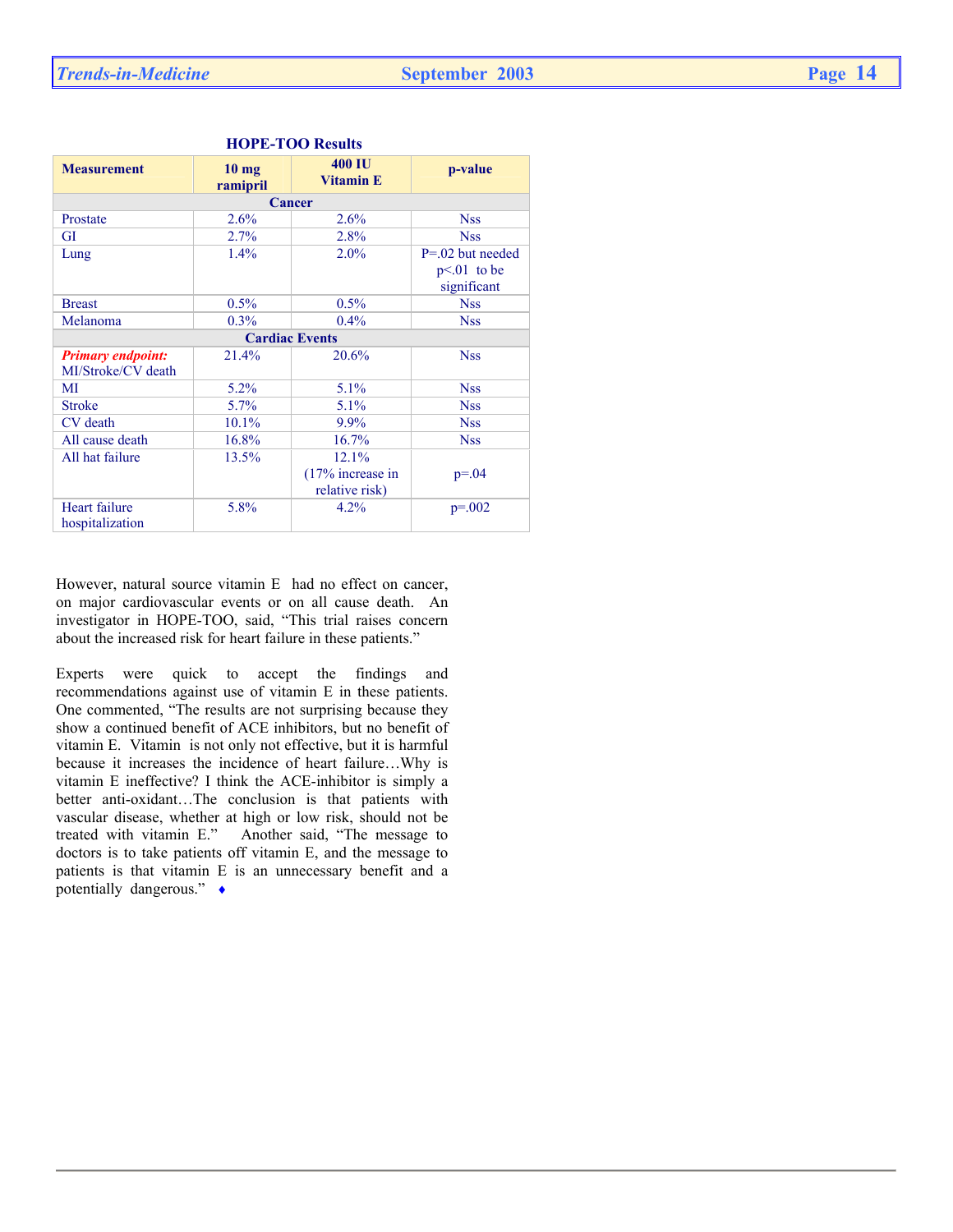**HOPE-TOO Results**

| Measurement | 10 mg ramipril | 400 IU Vitamin E | p-value |
|---|---|---|---|
| **Cancer** | | | |
| Prostate | 2.6% | 2.6% | Nss |
| GI | 2.7% | 2.8% | Nss |
| Lung | 1.4% | 2.0% | P=.02 but needed p<.01 to be significant |
| Breast | 0.5% | 0.5% | Nss |
| Melanoma | 0.3% | 0.4% | Nss |
| **Cardiac Events** | | | |
| ***Primary endpoint:*** MI/Stroke/CV death | 21.4% | 20.6% | Nss |
| MI | 5.2% | 5.1% | Nss |
| Stroke | 5.7% | 5.1% | Nss |
| CV death | 10.1% | 9.9% | Nss |
| All cause death | 16.8% | 16.7% | Nss |
| All hat failure | 13.5% | 12.1% (17% increase in relative risk) | p=.04 |
| Heart failure hospitalization | 5.8% | 4.2% | p=.002 |

However, natural source vitamin E had no effect on cancer, on major cardiovascular events or on all cause death. An investigator in HOPE-TOO, said, "This trial raises concern about the increased risk for heart failure in these patients."

Experts were quick to accept the findings and recommendations against use of vitamin E in these patients. One commented, "The results are not surprising because they show a continued benefit of ACE inhibitors, but no benefit of vitamin E. Vitamin is not only not effective, but it is harmful because it increases the incidence of heart failure…Why is vitamin E ineffective? I think the ACE-inhibitor is simply a better anti-oxidant…The conclusion is that patients with vascular disease, whether at high or low risk, should not be treated with vitamin E." Another said, "The message to doctors is to take patients off vitamin E, and the message to patients is that vitamin E is an unnecessary benefit and a potentially dangerous." ♦